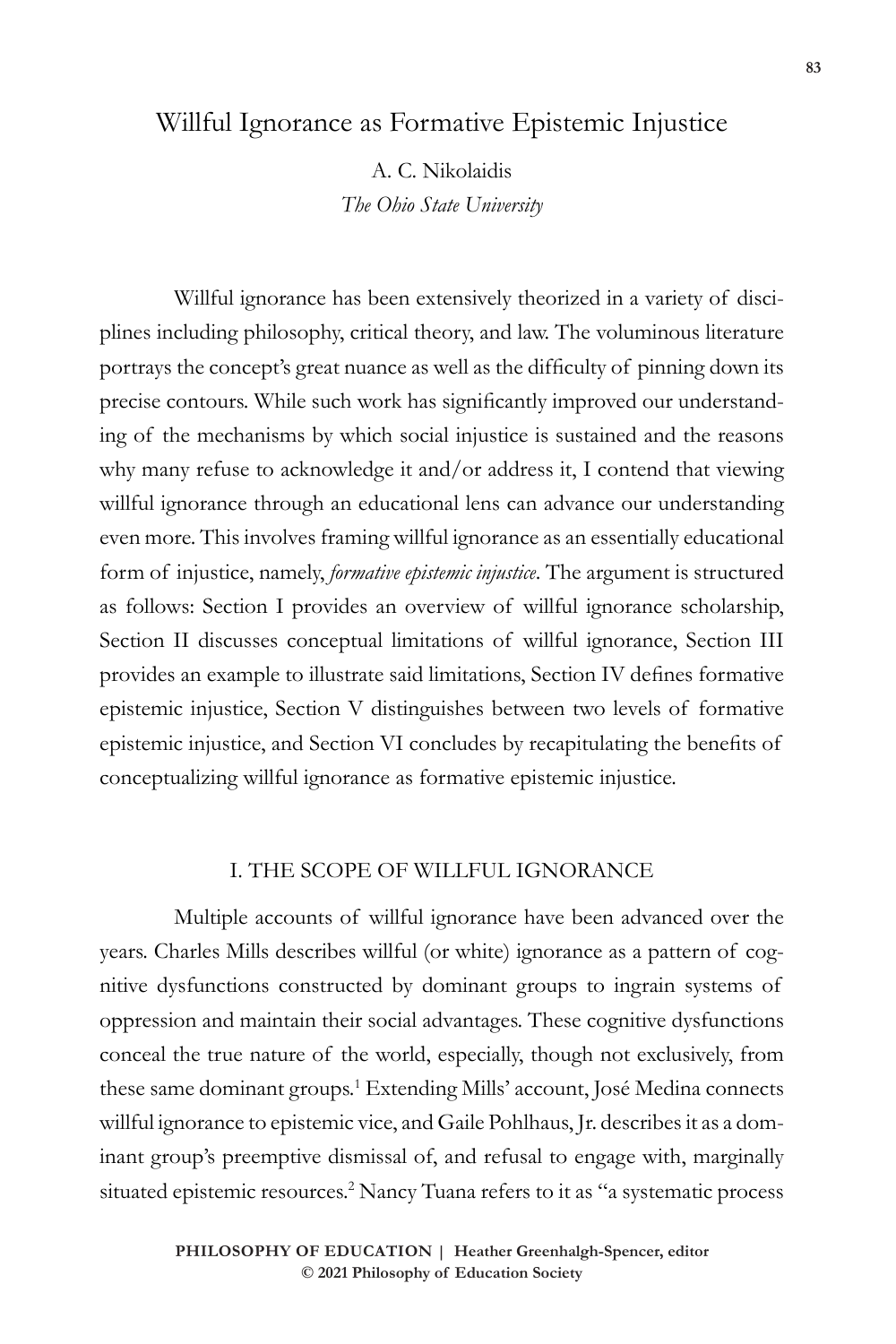# Willful Ignorance as Formative Epistemic Injustice

A. C. Nikolaidis
*The Ohio State University*

Willful ignorance has been extensively theorized in a variety of disciplines including philosophy, critical theory, and law. The voluminous literature portrays the concept's great nuance as well as the difficulty of pinning down its precise contours. While such work has significantly improved our understanding of the mechanisms by which social injustice is sustained and the reasons why many refuse to acknowledge it and/or address it, I contend that viewing willful ignorance through an educational lens can advance our understanding even more. This involves framing willful ignorance as an essentially educational form of injustice, namely, *formative epistemic injustice*. The argument is structured as follows: Section I provides an overview of willful ignorance scholarship, Section II discusses conceptual limitations of willful ignorance, Section III provides an example to illustrate said limitations, Section IV defines formative epistemic injustice, Section V distinguishes between two levels of formative epistemic injustice, and Section VI concludes by recapitulating the benefits of conceptualizing willful ignorance as formative epistemic injustice.

## I. THE SCOPE OF WILLFUL IGNORANCE

Multiple accounts of willful ignorance have been advanced over the years. Charles Mills describes willful (or white) ignorance as a pattern of cognitive dysfunctions constructed by dominant groups to ingrain systems of oppression and maintain their social advantages. These cognitive dysfunctions conceal the true nature of the world, especially, though not exclusively, from these same dominant groups.[1] Extending Mills' account, José Medina connects willful ignorance to epistemic vice, and Gaile Pohlhaus, Jr. describes it as a dominant group's preemptive dismissal of, and refusal to engage with, marginally situated epistemic resources.[2] Nancy Tuana refers to it as "a systematic process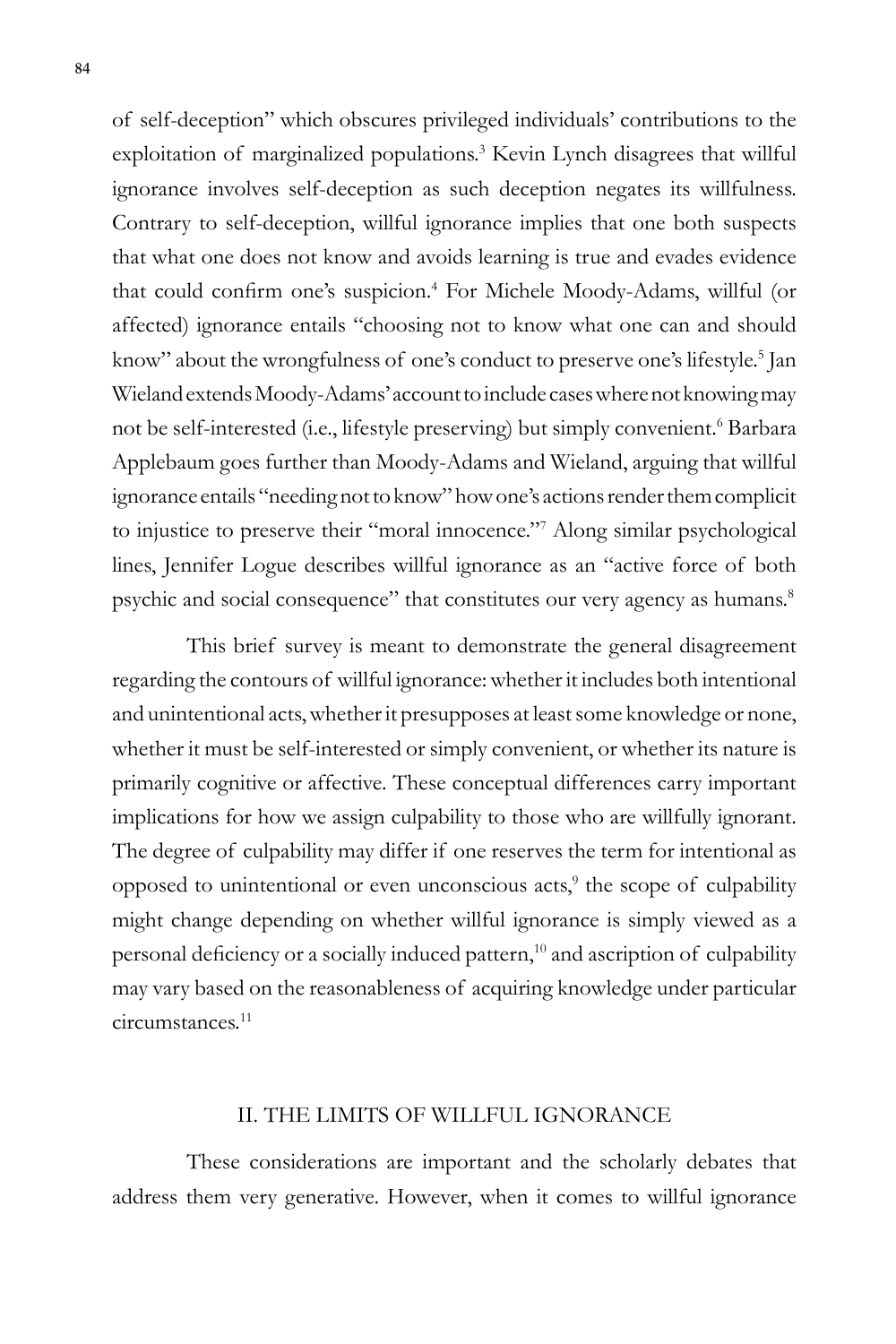of self-deception" which obscures privileged individuals' contributions to the exploitation of marginalized populations.[3] Kevin Lynch disagrees that willful ignorance involves self-deception as such deception negates its willfulness. Contrary to self-deception, willful ignorance implies that one both suspects that what one does not know and avoids learning is true and evades evidence that could confirm one's suspicion.[4] For Michele Moody-Adams, willful (or affected) ignorance entails "choosing not to know what one can and should know" about the wrongfulness of one's conduct to preserve one's lifestyle.[5] Jan Wieland extends Moody-Adams' account to include cases where not knowing may not be self-interested (i.e., lifestyle preserving) but simply convenient.[6] Barbara Applebaum goes further than Moody-Adams and Wieland, arguing that willful ignorance entails "needing not to know" how one's actions render them complicit to injustice to preserve their "moral innocence."[7] Along similar psychological lines, Jennifer Logue describes willful ignorance as an "active force of both psychic and social consequence" that constitutes our very agency as humans.[8]

This brief survey is meant to demonstrate the general disagreement regarding the contours of willful ignorance: whether it includes both intentional and unintentional acts, whether it presupposes at least some knowledge or none, whether it must be self-interested or simply convenient, or whether its nature is primarily cognitive or affective. These conceptual differences carry important implications for how we assign culpability to those who are willfully ignorant. The degree of culpability may differ if one reserves the term for intentional as opposed to unintentional or even unconscious acts,[9] the scope of culpability might change depending on whether willful ignorance is simply viewed as a personal deficiency or a socially induced pattern,[10] and ascription of culpability may vary based on the reasonableness of acquiring knowledge under particular circumstances.[11]

## II. THE LIMITS OF WILLFUL IGNORANCE

These considerations are important and the scholarly debates that address them very generative. However, when it comes to willful ignorance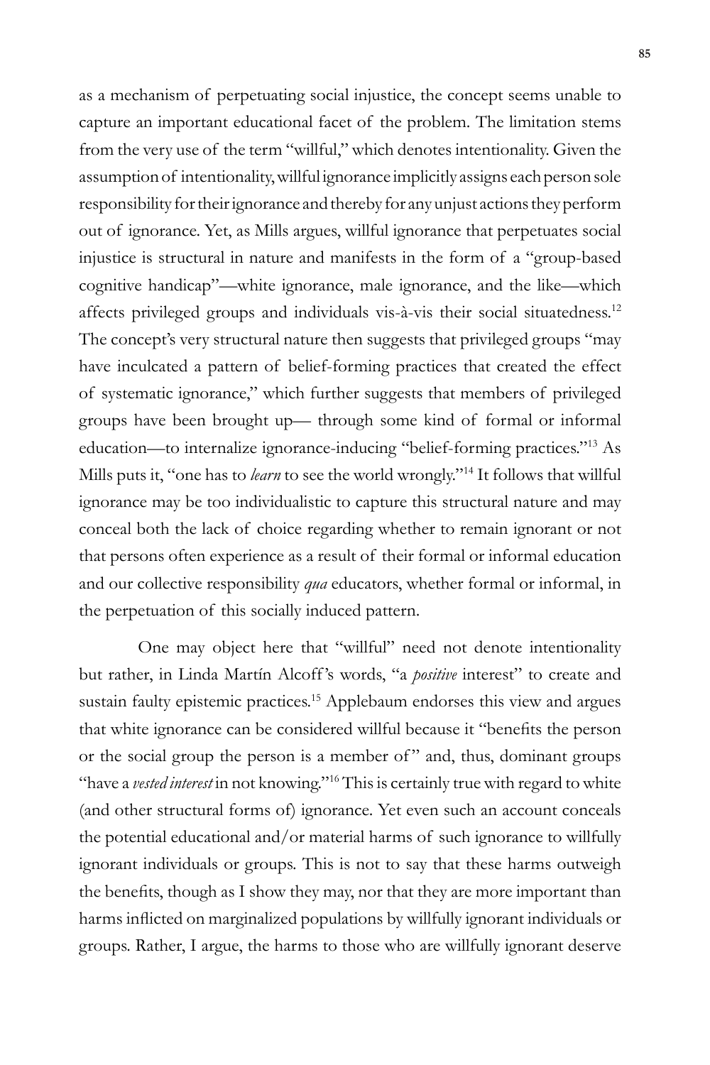as a mechanism of perpetuating social injustice, the concept seems unable to capture an important educational facet of the problem. The limitation stems from the very use of the term "willful," which denotes intentionality. Given the assumption of intentionality, willful ignorance implicitly assigns each person sole responsibility for their ignorance and thereby for any unjust actions they perform out of ignorance. Yet, as Mills argues, willful ignorance that perpetuates social injustice is structural in nature and manifests in the form of a "group-based cognitive handicap"—white ignorance, male ignorance, and the like—which affects privileged groups and individuals vis-à-vis their social situatedness.[12] The concept's very structural nature then suggests that privileged groups "may have inculcated a pattern of belief-forming practices that created the effect of systematic ignorance," which further suggests that members of privileged groups have been brought up— through some kind of formal or informal education—to internalize ignorance-inducing "belief-forming practices."[13] As Mills puts it, "one has to *learn* to see the world wrongly."[14] It follows that willful ignorance may be too individualistic to capture this structural nature and may conceal both the lack of choice regarding whether to remain ignorant or not that persons often experience as a result of their formal or informal education and our collective responsibility *qua* educators, whether formal or informal, in the perpetuation of this socially induced pattern.

One may object here that "willful" need not denote intentionality but rather, in Linda Martín Alcoff's words, "a *positive* interest" to create and sustain faulty epistemic practices.[15] Applebaum endorses this view and argues that white ignorance can be considered willful because it "benefits the person or the social group the person is a member of" and, thus, dominant groups "have a *vested interest* in not knowing."[16] This is certainly true with regard to white (and other structural forms of) ignorance. Yet even such an account conceals the potential educational and/or material harms of such ignorance to willfully ignorant individuals or groups. This is not to say that these harms outweigh the benefits, though as I show they may, nor that they are more important than harms inflicted on marginalized populations by willfully ignorant individuals or groups. Rather, I argue, the harms to those who are willfully ignorant deserve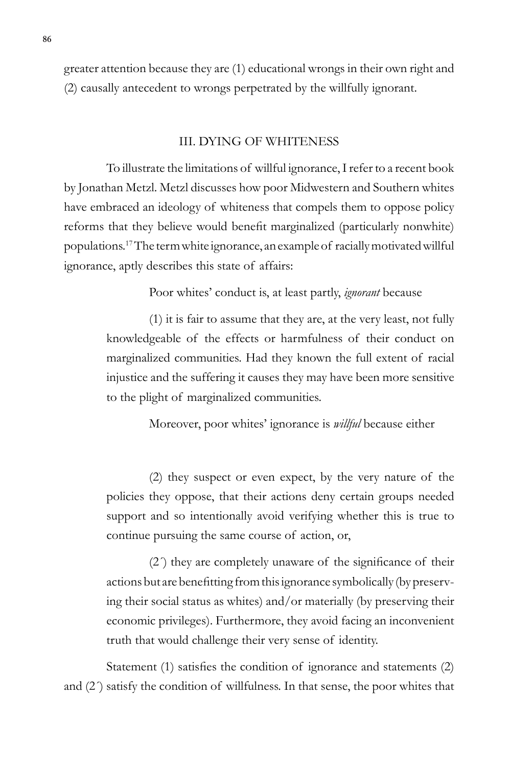greater attention because they are (1) educational wrongs in their own right and (2) causally antecedent to wrongs perpetrated by the willfully ignorant.

## III. DYING OF WHITENESS

To illustrate the limitations of willful ignorance, I refer to a recent book by Jonathan Metzl. Metzl discusses how poor Midwestern and Southern whites have embraced an ideology of whiteness that compels them to oppose policy reforms that they believe would benefit marginalized (particularly nonwhite) populations.[17] The term white ignorance, an example of racially motivated willful ignorance, aptly describes this state of affairs:

> Poor whites' conduct is, at least partly, *ignorant* because
>
> (1) it is fair to assume that they are, at the very least, not fully knowledgeable of the effects or harmfulness of their conduct on marginalized communities. Had they known the full extent of racial injustice and the suffering it causes they may have been more sensitive to the plight of marginalized communities.
>
> Moreover, poor whites' ignorance is *willful* because either
>
> (2) they suspect or even expect, by the very nature of the policies they oppose, that their actions deny certain groups needed support and so intentionally avoid verifying whether this is true to continue pursuing the same course of action, or,
>
> (2´) they are completely unaware of the significance of their actions but are benefitting from this ignorance symbolically (by preserving their social status as whites) and/or materially (by preserving their economic privileges). Furthermore, they avoid facing an inconvenient truth that would challenge their very sense of identity.

Statement (1) satisfies the condition of ignorance and statements (2) and (2´) satisfy the condition of willfulness. In that sense, the poor whites that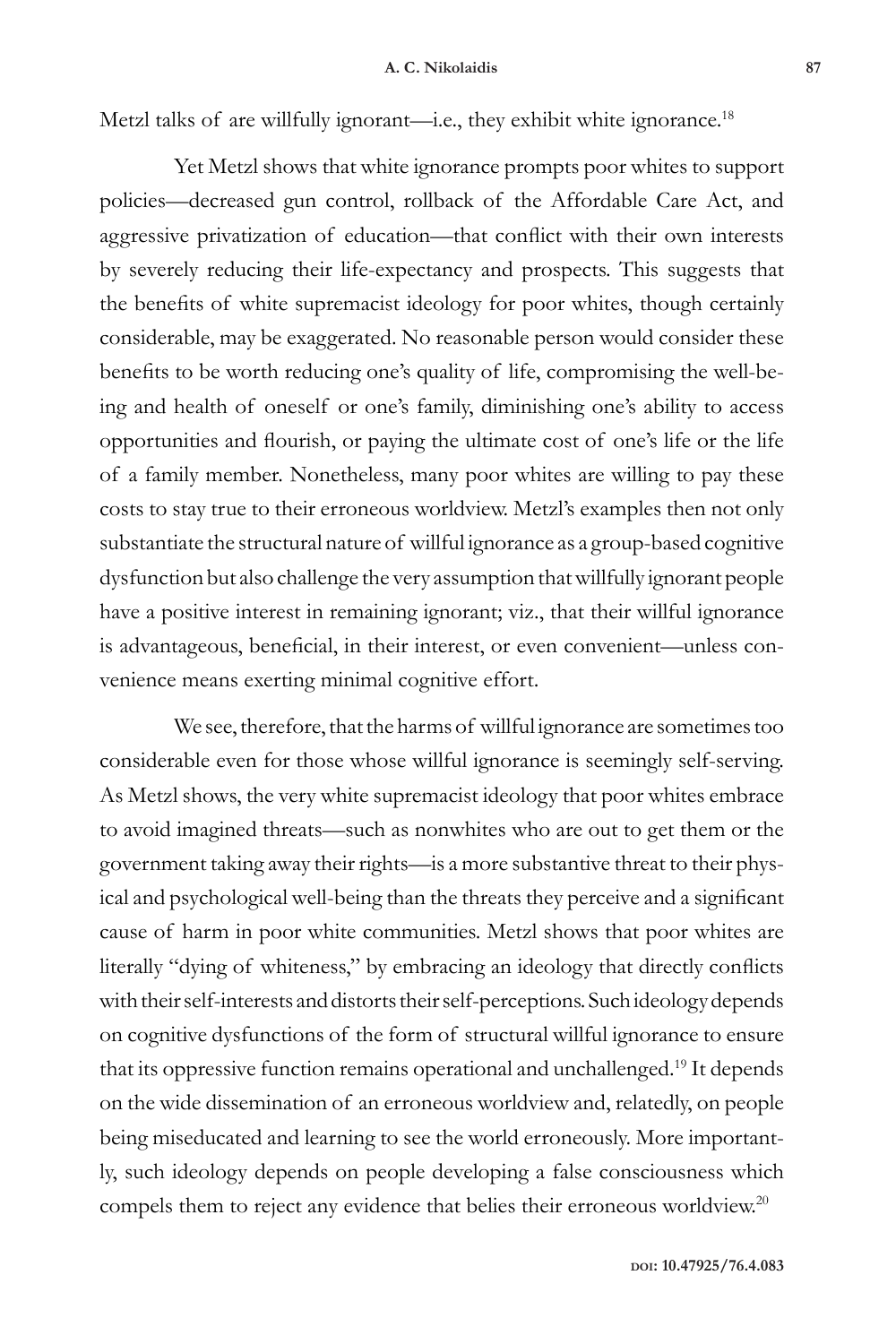Metzl talks of are willfully ignorant—i.e., they exhibit white ignorance.[18]

Yet Metzl shows that white ignorance prompts poor whites to support policies—decreased gun control, rollback of the Affordable Care Act, and aggressive privatization of education—that conflict with their own interests by severely reducing their life-expectancy and prospects. This suggests that the benefits of white supremacist ideology for poor whites, though certainly considerable, may be exaggerated. No reasonable person would consider these benefits to be worth reducing one's quality of life, compromising the well-being and health of oneself or one's family, diminishing one's ability to access opportunities and flourish, or paying the ultimate cost of one's life or the life of a family member. Nonetheless, many poor whites are willing to pay these costs to stay true to their erroneous worldview. Metzl's examples then not only substantiate the structural nature of willful ignorance as a group-based cognitive dysfunction but also challenge the very assumption that willfully ignorant people have a positive interest in remaining ignorant; viz., that their willful ignorance is advantageous, beneficial, in their interest, or even convenient—unless convenience means exerting minimal cognitive effort.

We see, therefore, that the harms of willful ignorance are sometimes too considerable even for those whose willful ignorance is seemingly self-serving. As Metzl shows, the very white supremacist ideology that poor whites embrace to avoid imagined threats—such as nonwhites who are out to get them or the government taking away their rights—is a more substantive threat to their physical and psychological well-being than the threats they perceive and a significant cause of harm in poor white communities. Metzl shows that poor whites are literally "dying of whiteness," by embracing an ideology that directly conflicts with their self-interests and distorts their self-perceptions. Such ideology depends on cognitive dysfunctions of the form of structural willful ignorance to ensure that its oppressive function remains operational and unchallenged.[19] It depends on the wide dissemination of an erroneous worldview and, relatedly, on people being miseducated and learning to see the world erroneously. More importantly, such ideology depends on people developing a false consciousness which compels them to reject any evidence that belies their erroneous worldview.[20]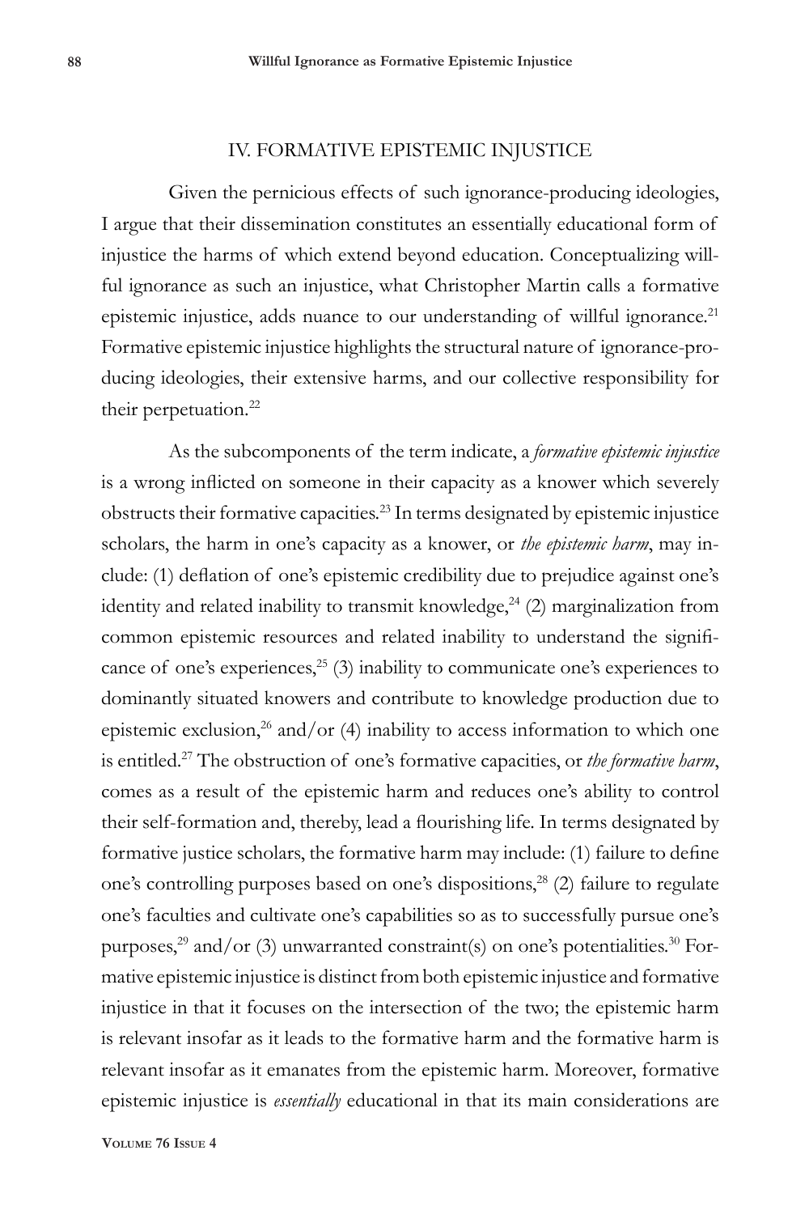## IV. FORMATIVE EPISTEMIC INJUSTICE

Given the pernicious effects of such ignorance-producing ideologies, I argue that their dissemination constitutes an essentially educational form of injustice the harms of which extend beyond education. Conceptualizing willful ignorance as such an injustice, what Christopher Martin calls a formative epistemic injustice, adds nuance to our understanding of willful ignorance.[21] Formative epistemic injustice highlights the structural nature of ignorance-producing ideologies, their extensive harms, and our collective responsibility for their perpetuation.[22]

As the subcomponents of the term indicate, a *formative epistemic injustice* is a wrong inflicted on someone in their capacity as a knower which severely obstructs their formative capacities.[23] In terms designated by epistemic injustice scholars, the harm in one's capacity as a knower, or *the epistemic harm*, may include: (1) deflation of one's epistemic credibility due to prejudice against one's identity and related inability to transmit knowledge,[24] (2) marginalization from common epistemic resources and related inability to understand the significance of one's experiences,[25] (3) inability to communicate one's experiences to dominantly situated knowers and contribute to knowledge production due to epistemic exclusion,[26] and/or (4) inability to access information to which one is entitled.[27] The obstruction of one's formative capacities, or *the formative harm*, comes as a result of the epistemic harm and reduces one's ability to control their self-formation and, thereby, lead a flourishing life. In terms designated by formative justice scholars, the formative harm may include: (1) failure to define one's controlling purposes based on one's dispositions,[28] (2) failure to regulate one's faculties and cultivate one's capabilities so as to successfully pursue one's purposes,[29] and/or (3) unwarranted constraint(s) on one's potentialities.[30] Formative epistemic injustice is distinct from both epistemic injustice and formative injustice in that it focuses on the intersection of the two; the epistemic harm is relevant insofar as it leads to the formative harm and the formative harm is relevant insofar as it emanates from the epistemic harm. Moreover, formative epistemic injustice is *essentially* educational in that its main considerations are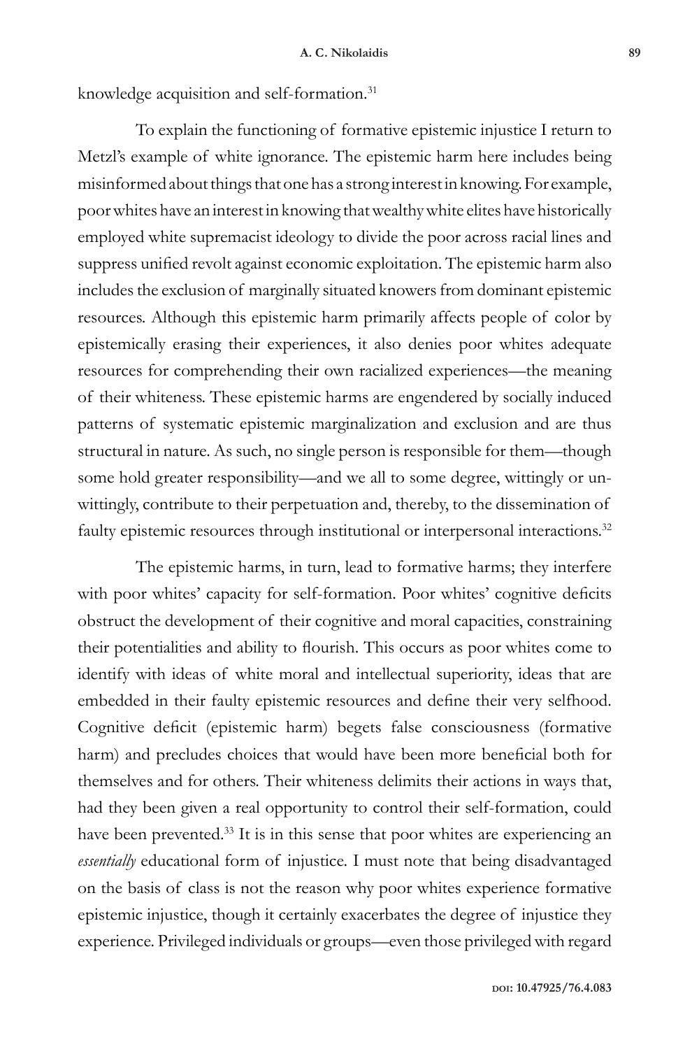knowledge acquisition and self-formation.[31]

To explain the functioning of formative epistemic injustice I return to Metzl's example of white ignorance. The epistemic harm here includes being misinformed about things that one has a strong interest in knowing. For example, poor whites have an interest in knowing that wealthy white elites have historically employed white supremacist ideology to divide the poor across racial lines and suppress unified revolt against economic exploitation. The epistemic harm also includes the exclusion of marginally situated knowers from dominant epistemic resources. Although this epistemic harm primarily affects people of color by epistemically erasing their experiences, it also denies poor whites adequate resources for comprehending their own racialized experiences—the meaning of their whiteness. These epistemic harms are engendered by socially induced patterns of systematic epistemic marginalization and exclusion and are thus structural in nature. As such, no single person is responsible for them—though some hold greater responsibility—and we all to some degree, wittingly or unwittingly, contribute to their perpetuation and, thereby, to the dissemination of faulty epistemic resources through institutional or interpersonal interactions.[32]

The epistemic harms, in turn, lead to formative harms; they interfere with poor whites' capacity for self-formation. Poor whites' cognitive deficits obstruct the development of their cognitive and moral capacities, constraining their potentialities and ability to flourish. This occurs as poor whites come to identify with ideas of white moral and intellectual superiority, ideas that are embedded in their faulty epistemic resources and define their very selfhood. Cognitive deficit (epistemic harm) begets false consciousness (formative harm) and precludes choices that would have been more beneficial both for themselves and for others. Their whiteness delimits their actions in ways that, had they been given a real opportunity to control their self-formation, could have been prevented.[33] It is in this sense that poor whites are experiencing an *essentially* educational form of injustice. I must note that being disadvantaged on the basis of class is not the reason why poor whites experience formative epistemic injustice, though it certainly exacerbates the degree of injustice they experience. Privileged individuals or groups—even those privileged with regard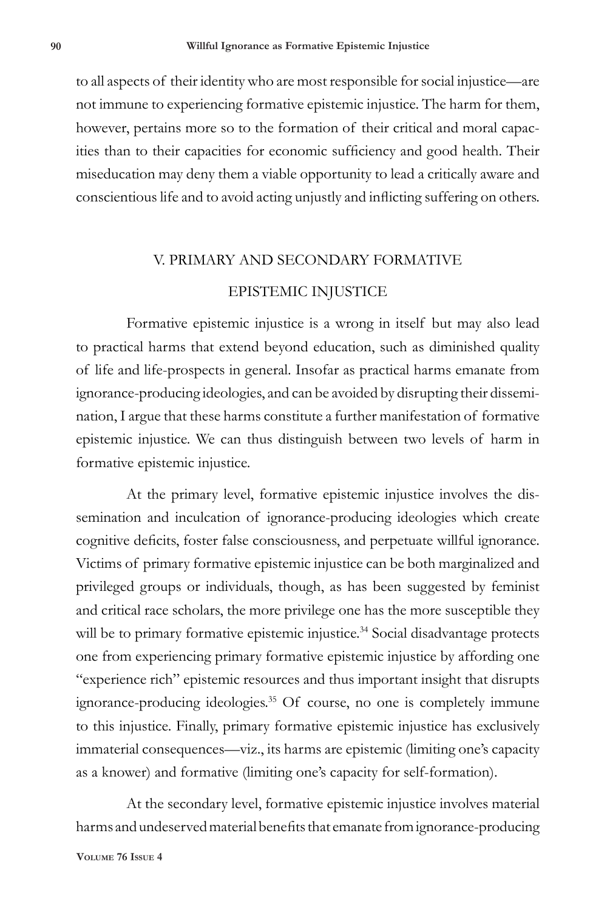to all aspects of their identity who are most responsible for social injustice—are not immune to experiencing formative epistemic injustice. The harm for them, however, pertains more so to the formation of their critical and moral capacities than to their capacities for economic sufficiency and good health. Their miseducation may deny them a viable opportunity to lead a critically aware and conscientious life and to avoid acting unjustly and inflicting suffering on others.

## V. PRIMARY AND SECONDARY FORMATIVE EPISTEMIC INJUSTICE

Formative epistemic injustice is a wrong in itself but may also lead to practical harms that extend beyond education, such as diminished quality of life and life-prospects in general. Insofar as practical harms emanate from ignorance-producing ideologies, and can be avoided by disrupting their dissemination, I argue that these harms constitute a further manifestation of formative epistemic injustice. We can thus distinguish between two levels of harm in formative epistemic injustice.

At the primary level, formative epistemic injustice involves the dissemination and inculcation of ignorance-producing ideologies which create cognitive deficits, foster false consciousness, and perpetuate willful ignorance. Victims of primary formative epistemic injustice can be both marginalized and privileged groups or individuals, though, as has been suggested by feminist and critical race scholars, the more privilege one has the more susceptible they will be to primary formative epistemic injustice.[34] Social disadvantage protects one from experiencing primary formative epistemic injustice by affording one "experience rich" epistemic resources and thus important insight that disrupts ignorance-producing ideologies.[35] Of course, no one is completely immune to this injustice. Finally, primary formative epistemic injustice has exclusively immaterial consequences—viz., its harms are epistemic (limiting one's capacity as a knower) and formative (limiting one's capacity for self-formation).

At the secondary level, formative epistemic injustice involves material harms and undeserved material benefits that emanate from ignorance-producing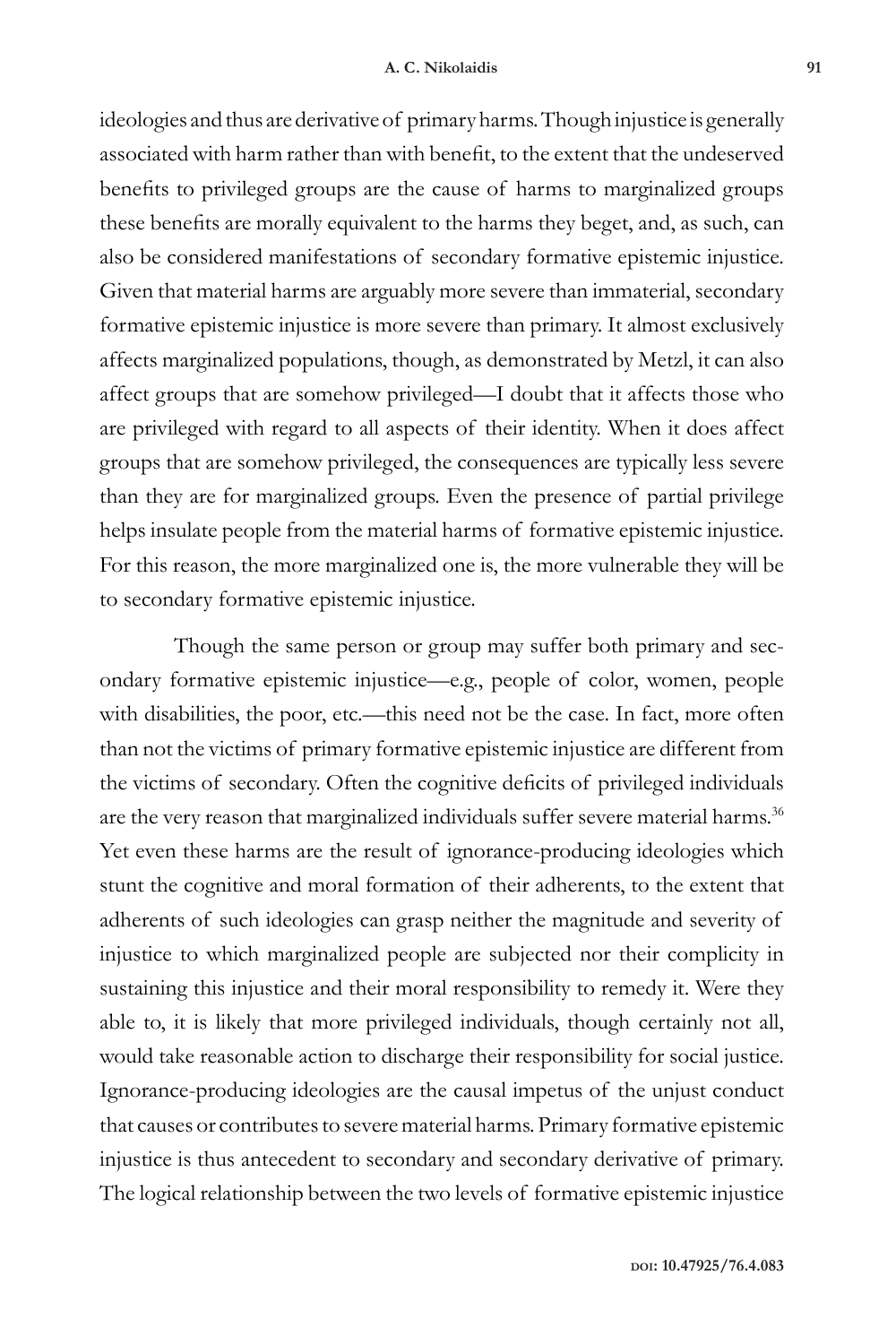ideologies and thus are derivative of primary harms. Though injustice is generally associated with harm rather than with benefit, to the extent that the undeserved benefits to privileged groups are the cause of harms to marginalized groups these benefits are morally equivalent to the harms they beget, and, as such, can also be considered manifestations of secondary formative epistemic injustice. Given that material harms are arguably more severe than immaterial, secondary formative epistemic injustice is more severe than primary. It almost exclusively affects marginalized populations, though, as demonstrated by Metzl, it can also affect groups that are somehow privileged—I doubt that it affects those who are privileged with regard to all aspects of their identity. When it does affect groups that are somehow privileged, the consequences are typically less severe than they are for marginalized groups. Even the presence of partial privilege helps insulate people from the material harms of formative epistemic injustice. For this reason, the more marginalized one is, the more vulnerable they will be to secondary formative epistemic injustice.

Though the same person or group may suffer both primary and secondary formative epistemic injustice—e.g., people of color, women, people with disabilities, the poor, etc.—this need not be the case. In fact, more often than not the victims of primary formative epistemic injustice are different from the victims of secondary. Often the cognitive deficits of privileged individuals are the very reason that marginalized individuals suffer severe material harms.[36] Yet even these harms are the result of ignorance-producing ideologies which stunt the cognitive and moral formation of their adherents, to the extent that adherents of such ideologies can grasp neither the magnitude and severity of injustice to which marginalized people are subjected nor their complicity in sustaining this injustice and their moral responsibility to remedy it. Were they able to, it is likely that more privileged individuals, though certainly not all, would take reasonable action to discharge their responsibility for social justice. Ignorance-producing ideologies are the causal impetus of the unjust conduct that causes or contributes to severe material harms. Primary formative epistemic injustice is thus antecedent to secondary and secondary derivative of primary. The logical relationship between the two levels of formative epistemic injustice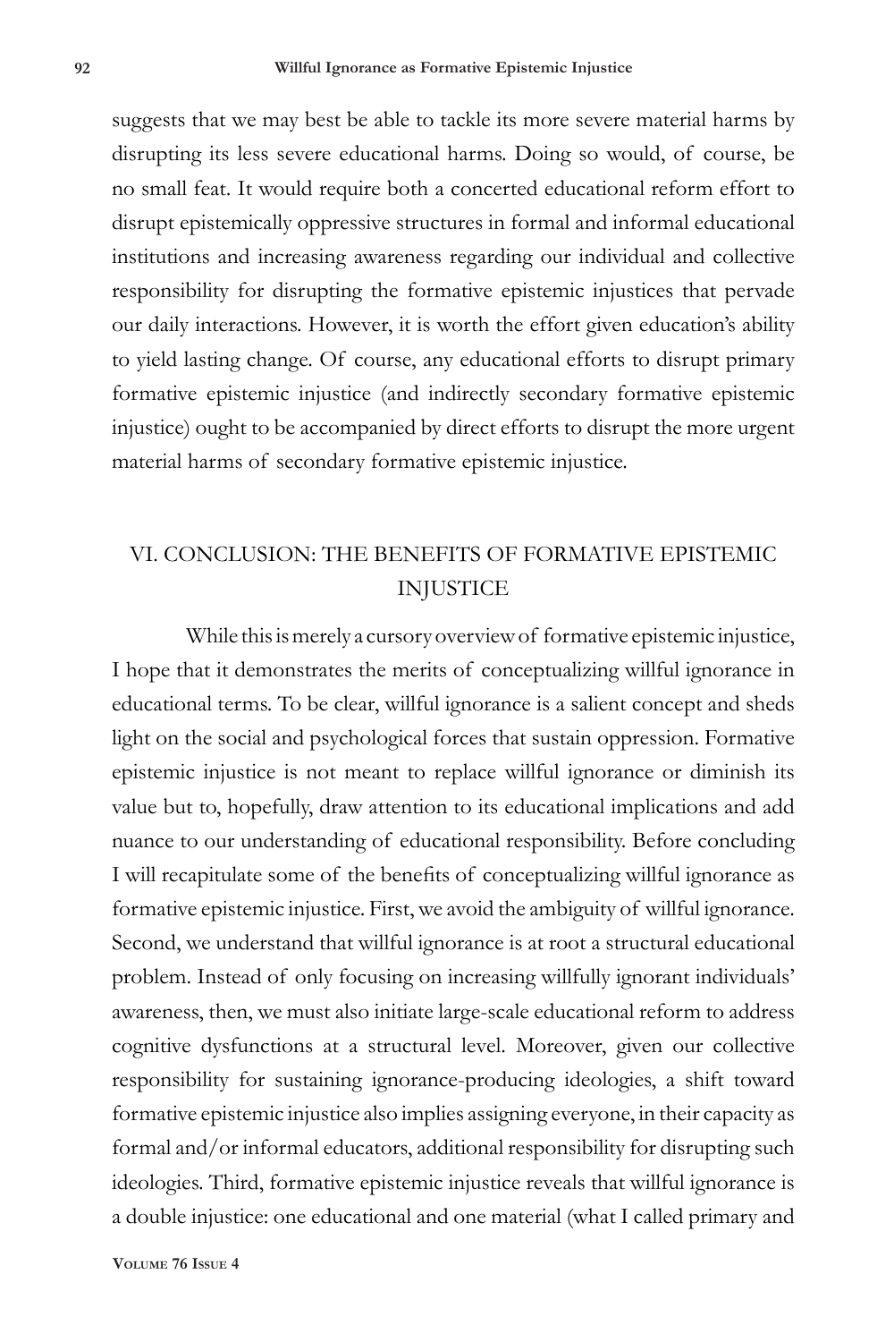suggests that we may best be able to tackle its more severe material harms by disrupting its less severe educational harms. Doing so would, of course, be no small feat. It would require both a concerted educational reform effort to disrupt epistemically oppressive structures in formal and informal educational institutions and increasing awareness regarding our individual and collective responsibility for disrupting the formative epistemic injustices that pervade our daily interactions. However, it is worth the effort given education's ability to yield lasting change. Of course, any educational efforts to disrupt primary formative epistemic injustice (and indirectly secondary formative epistemic injustice) ought to be accompanied by direct efforts to disrupt the more urgent material harms of secondary formative epistemic injustice.

## VI. CONCLUSION: THE BENEFITS OF FORMATIVE EPISTEMIC INJUSTICE

While this is merely a cursory overview of formative epistemic injustice, I hope that it demonstrates the merits of conceptualizing willful ignorance in educational terms. To be clear, willful ignorance is a salient concept and sheds light on the social and psychological forces that sustain oppression. Formative epistemic injustice is not meant to replace willful ignorance or diminish its value but to, hopefully, draw attention to its educational implications and add nuance to our understanding of educational responsibility. Before concluding I will recapitulate some of the benefits of conceptualizing willful ignorance as formative epistemic injustice. First, we avoid the ambiguity of willful ignorance. Second, we understand that willful ignorance is at root a structural educational problem. Instead of only focusing on increasing willfully ignorant individuals' awareness, then, we must also initiate large-scale educational reform to address cognitive dysfunctions at a structural level. Moreover, given our collective responsibility for sustaining ignorance-producing ideologies, a shift toward formative epistemic injustice also implies assigning everyone, in their capacity as formal and/or informal educators, additional responsibility for disrupting such ideologies. Third, formative epistemic injustice reveals that willful ignorance is a double injustice: one educational and one material (what I called primary and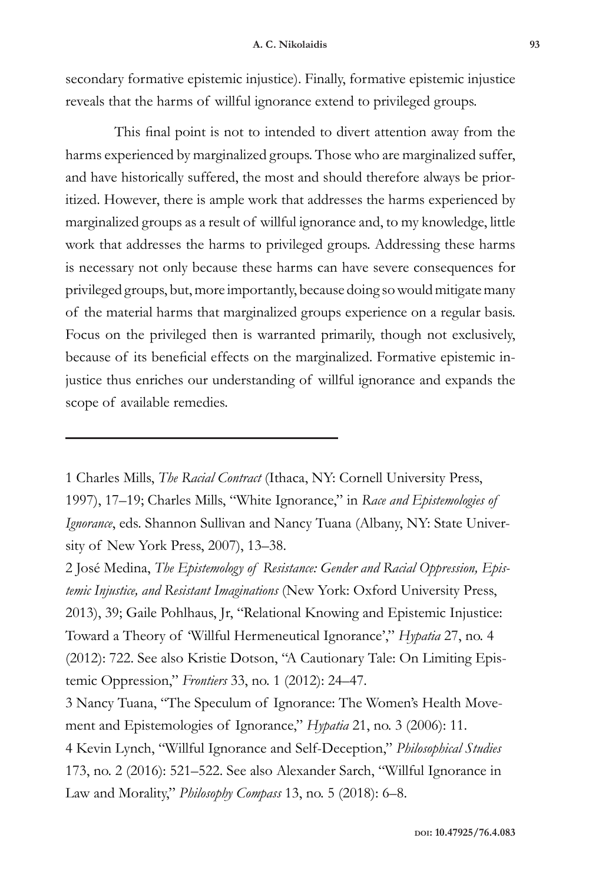secondary formative epistemic injustice). Finally, formative epistemic injustice reveals that the harms of willful ignorance extend to privileged groups.

This final point is not to intended to divert attention away from the harms experienced by marginalized groups. Those who are marginalized suffer, and have historically suffered, the most and should therefore always be prioritized. However, there is ample work that addresses the harms experienced by marginalized groups as a result of willful ignorance and, to my knowledge, little work that addresses the harms to privileged groups. Addressing these harms is necessary not only because these harms can have severe consequences for privileged groups, but, more importantly, because doing so would mitigate many of the material harms that marginalized groups experience on a regular basis. Focus on the privileged then is warranted primarily, though not exclusively, because of its beneficial effects on the marginalized. Formative epistemic injustice thus enriches our understanding of willful ignorance and expands the scope of available remedies.

---

1 Charles Mills, *The Racial Contract* (Ithaca, NY: Cornell University Press, 1997), 17–19; Charles Mills, "White Ignorance," in *Race and Epistemologies of Ignorance*, eds. Shannon Sullivan and Nancy Tuana (Albany, NY: State University of New York Press, 2007), 13–38.

2 José Medina, *The Epistemology of Resistance: Gender and Racial Oppression, Epistemic Injustice, and Resistant Imaginations* (New York: Oxford University Press, 2013), 39; Gaile Pohlhaus, Jr, "Relational Knowing and Epistemic Injustice: Toward a Theory of 'Willful Hermeneutical Ignorance'," *Hypatia* 27, no. 4 (2012): 722. See also Kristie Dotson, "A Cautionary Tale: On Limiting Epistemic Oppression," *Frontiers* 33, no. 1 (2012): 24–47.

3 Nancy Tuana, "The Speculum of Ignorance: The Women's Health Movement and Epistemologies of Ignorance," *Hypatia* 21, no. 3 (2006): 11.

4 Kevin Lynch, "Willful Ignorance and Self-Deception," *Philosophical Studies* 173, no. 2 (2016): 521–522. See also Alexander Sarch, "Willful Ignorance in Law and Morality," *Philosophy Compass* 13, no. 5 (2018): 6–8.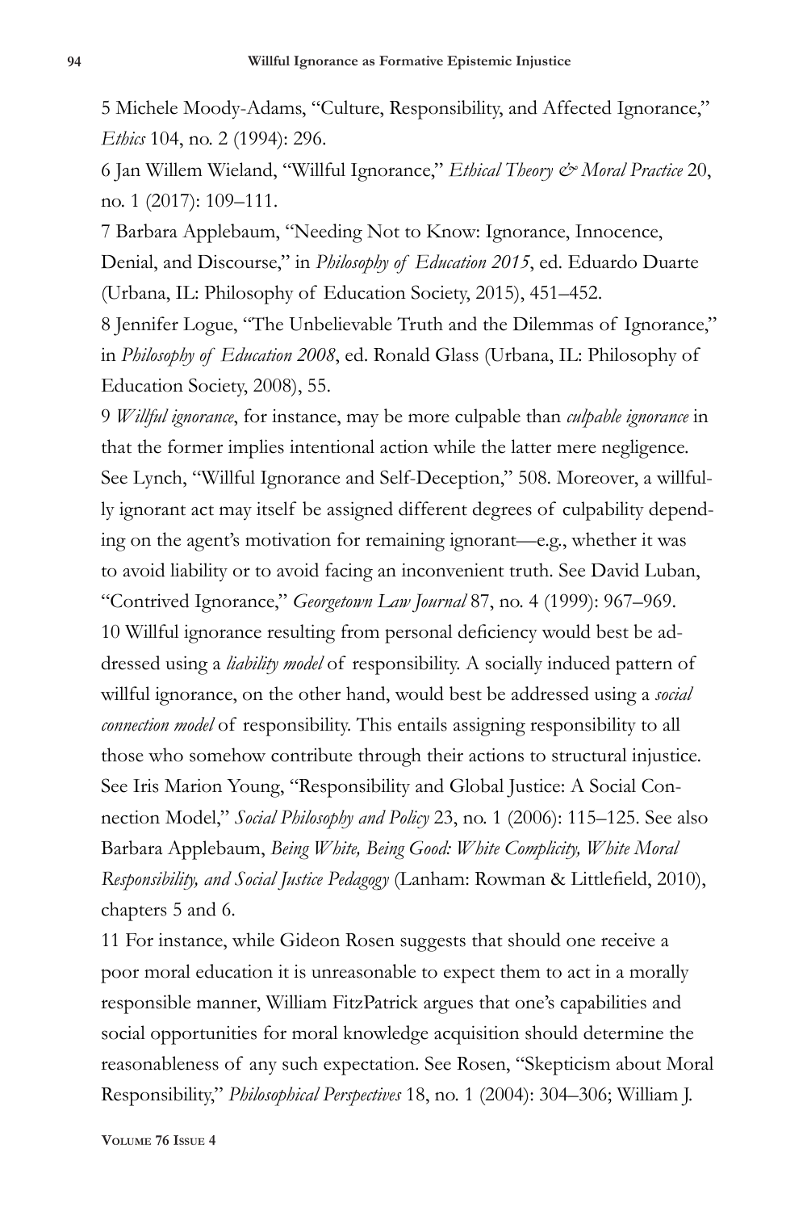5 Michele Moody-Adams, "Culture, Responsibility, and Affected Ignorance," *Ethics* 104, no. 2 (1994): 296.

6 Jan Willem Wieland, "Willful Ignorance," *Ethical Theory & Moral Practice* 20, no. 1 (2017): 109–111.

7 Barbara Applebaum, "Needing Not to Know: Ignorance, Innocence, Denial, and Discourse," in *Philosophy of Education 2015*, ed. Eduardo Duarte (Urbana, IL: Philosophy of Education Society, 2015), 451–452.

8 Jennifer Logue, "The Unbelievable Truth and the Dilemmas of Ignorance," in *Philosophy of Education 2008*, ed. Ronald Glass (Urbana, IL: Philosophy of Education Society, 2008), 55.

9 *Willful ignorance*, for instance, may be more culpable than *culpable ignorance* in that the former implies intentional action while the latter mere negligence. See Lynch, "Willful Ignorance and Self-Deception," 508. Moreover, a willfully ignorant act may itself be assigned different degrees of culpability depending on the agent's motivation for remaining ignorant—e.g., whether it was to avoid liability or to avoid facing an inconvenient truth. See David Luban, "Contrived Ignorance," *Georgetown Law Journal* 87, no. 4 (1999): 967–969.

10 Willful ignorance resulting from personal deficiency would best be addressed using a *liability model* of responsibility. A socially induced pattern of willful ignorance, on the other hand, would best be addressed using a *social connection model* of responsibility. This entails assigning responsibility to all those who somehow contribute through their actions to structural injustice. See Iris Marion Young, "Responsibility and Global Justice: A Social Connection Model," *Social Philosophy and Policy* 23, no. 1 (2006): 115–125. See also Barbara Applebaum, *Being White, Being Good: White Complicity, White Moral Responsibility, and Social Justice Pedagogy* (Lanham: Rowman & Littlefield, 2010), chapters 5 and 6.

11 For instance, while Gideon Rosen suggests that should one receive a poor moral education it is unreasonable to expect them to act in a morally responsible manner, William FitzPatrick argues that one's capabilities and social opportunities for moral knowledge acquisition should determine the reasonableness of any such expectation. See Rosen, "Skepticism about Moral Responsibility," *Philosophical Perspectives* 18, no. 1 (2004): 304–306; William J.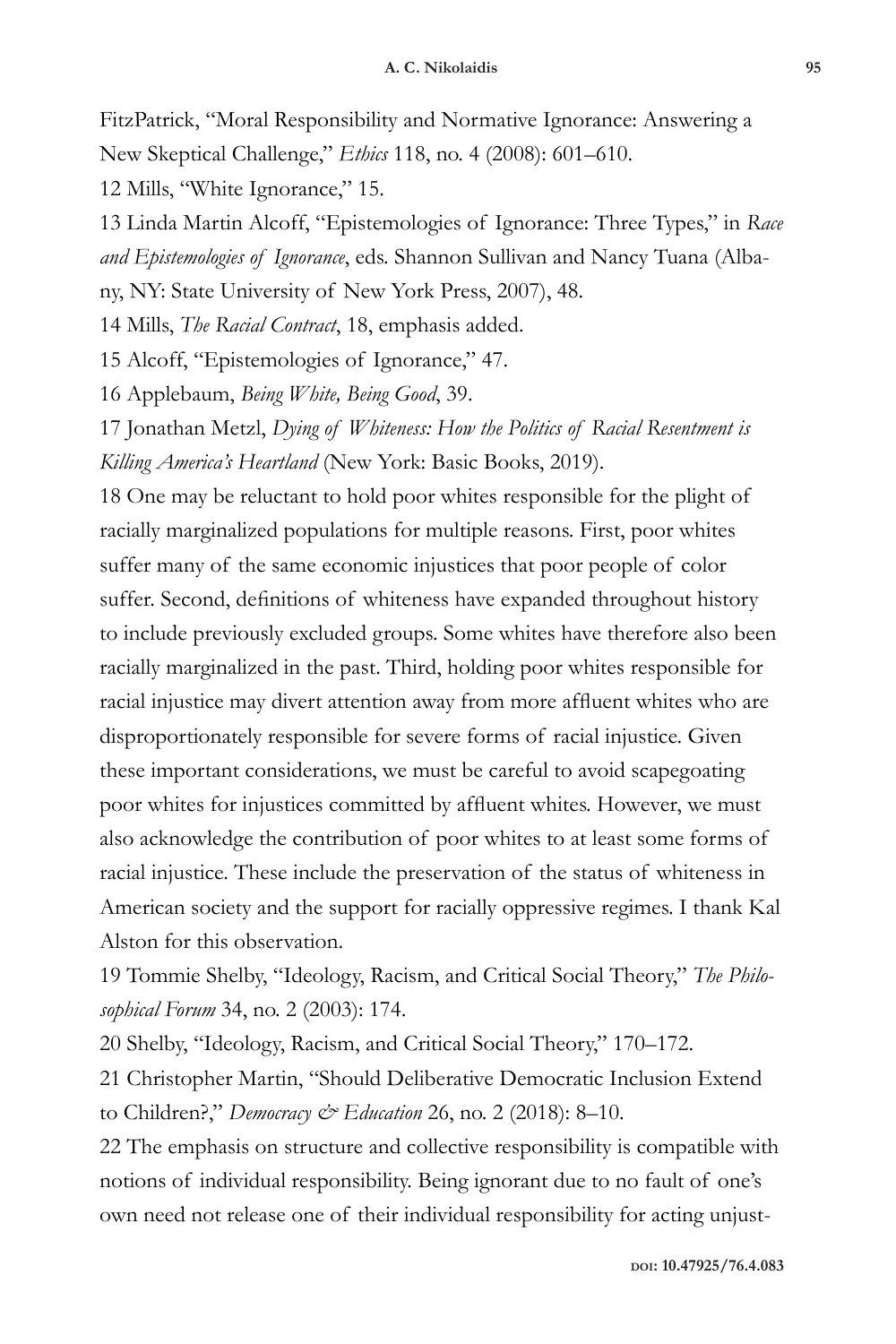FitzPatrick, "Moral Responsibility and Normative Ignorance: Answering a New Skeptical Challenge," *Ethics* 118, no. 4 (2008): 601–610.

12 Mills, "White Ignorance," 15.

13 Linda Martin Alcoff, "Epistemologies of Ignorance: Three Types," in *Race and Epistemologies of Ignorance*, eds. Shannon Sullivan and Nancy Tuana (Albany, NY: State University of New York Press, 2007), 48.

14 Mills, *The Racial Contract*, 18, emphasis added.

15 Alcoff, "Epistemologies of Ignorance," 47.

16 Applebaum, *Being White, Being Good*, 39.

17 Jonathan Metzl, *Dying of Whiteness: How the Politics of Racial Resentment is Killing America's Heartland* (New York: Basic Books, 2019).

18 One may be reluctant to hold poor whites responsible for the plight of racially marginalized populations for multiple reasons. First, poor whites suffer many of the same economic injustices that poor people of color suffer. Second, definitions of whiteness have expanded throughout history to include previously excluded groups. Some whites have therefore also been racially marginalized in the past. Third, holding poor whites responsible for racial injustice may divert attention away from more affluent whites who are disproportionately responsible for severe forms of racial injustice. Given these important considerations, we must be careful to avoid scapegoating poor whites for injustices committed by affluent whites. However, we must also acknowledge the contribution of poor whites to at least some forms of racial injustice. These include the preservation of the status of whiteness in American society and the support for racially oppressive regimes. I thank Kal Alston for this observation.

19 Tommie Shelby, "Ideology, Racism, and Critical Social Theory," *The Philosophical Forum* 34, no. 2 (2003): 174.

20 Shelby, "Ideology, Racism, and Critical Social Theory," 170–172.

21 Christopher Martin, "Should Deliberative Democratic Inclusion Extend to Children?," *Democracy & Education* 26, no. 2 (2018): 8–10.

22 The emphasis on structure and collective responsibility is compatible with notions of individual responsibility. Being ignorant due to no fault of one's own need not release one of their individual responsibility for acting unjust-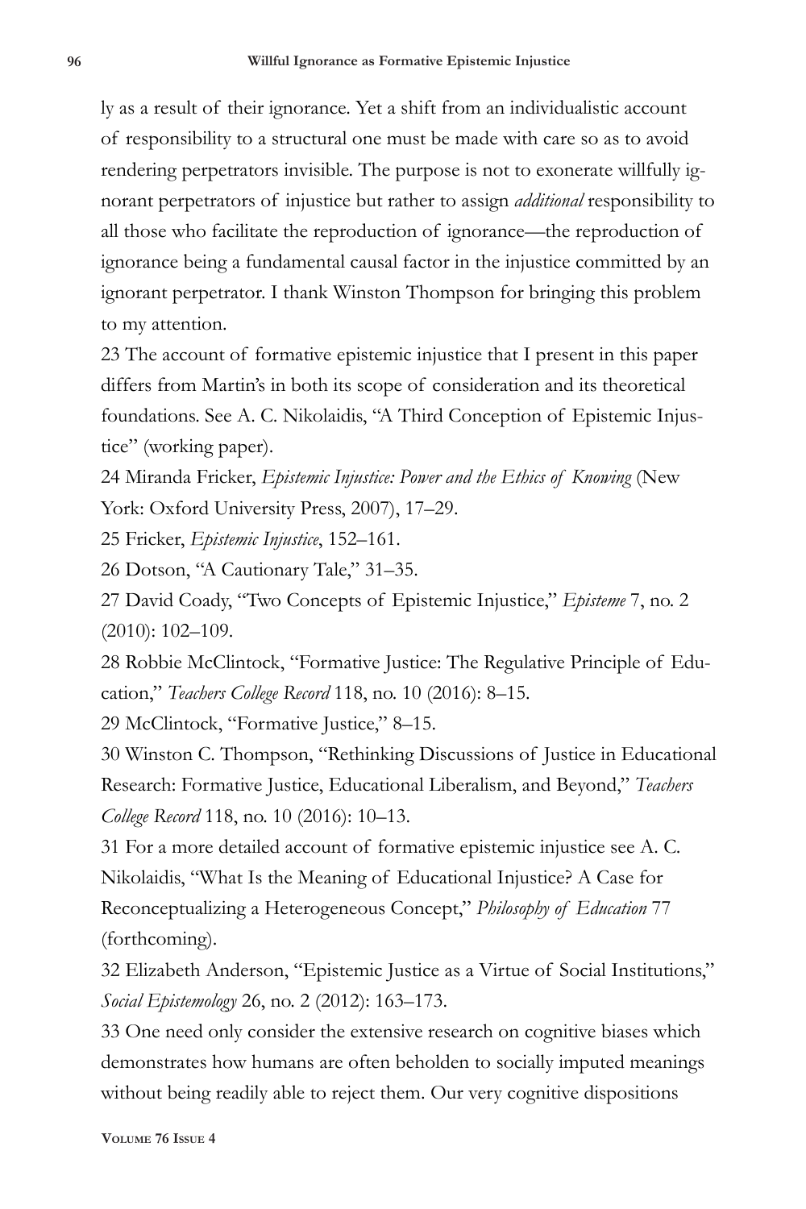ly as a result of their ignorance. Yet a shift from an individualistic account of responsibility to a structural one must be made with care so as to avoid rendering perpetrators invisible. The purpose is not to exonerate willfully ignorant perpetrators of injustice but rather to assign *additional* responsibility to all those who facilitate the reproduction of ignorance—the reproduction of ignorance being a fundamental causal factor in the injustice committed by an ignorant perpetrator. I thank Winston Thompson for bringing this problem to my attention.

23 The account of formative epistemic injustice that I present in this paper differs from Martin's in both its scope of consideration and its theoretical foundations. See A. C. Nikolaidis, "A Third Conception of Epistemic Injustice" (working paper).

24 Miranda Fricker, *Epistemic Injustice: Power and the Ethics of Knowing* (New York: Oxford University Press, 2007), 17–29.

25 Fricker, *Epistemic Injustice*, 152–161.

26 Dotson, "A Cautionary Tale," 31–35.

27 David Coady, "Two Concepts of Epistemic Injustice," *Episteme* 7, no. 2 (2010): 102–109.

28 Robbie McClintock, "Formative Justice: The Regulative Principle of Education," *Teachers College Record* 118, no. 10 (2016): 8–15.

29 McClintock, "Formative Justice," 8–15.

30 Winston C. Thompson, "Rethinking Discussions of Justice in Educational Research: Formative Justice, Educational Liberalism, and Beyond," *Teachers College Record* 118, no. 10 (2016): 10–13.

31 For a more detailed account of formative epistemic injustice see A. C. Nikolaidis, "What Is the Meaning of Educational Injustice? A Case for Reconceptualizing a Heterogeneous Concept," *Philosophy of Education* 77 (forthcoming).

32 Elizabeth Anderson, "Epistemic Justice as a Virtue of Social Institutions," *Social Epistemology* 26, no. 2 (2012): 163–173.

33 One need only consider the extensive research on cognitive biases which demonstrates how humans are often beholden to socially imputed meanings without being readily able to reject them. Our very cognitive dispositions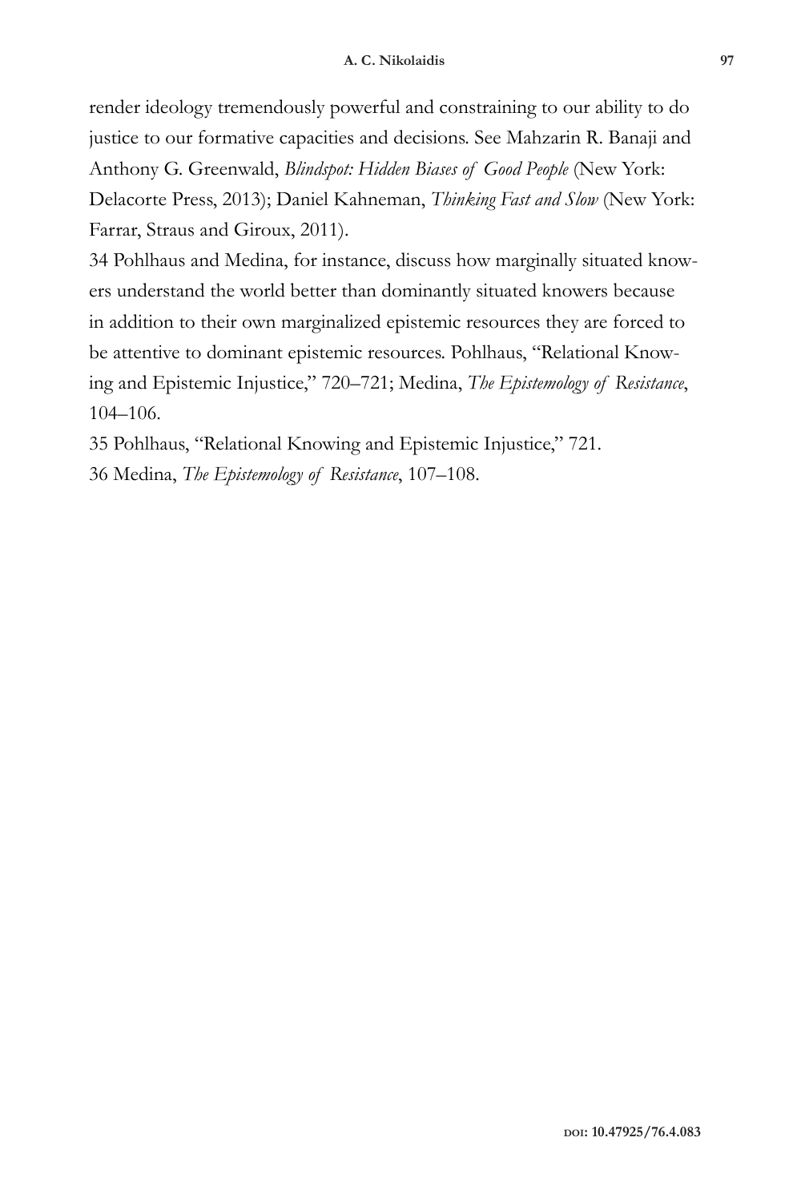render ideology tremendously powerful and constraining to our ability to do justice to our formative capacities and decisions. See Mahzarin R. Banaji and Anthony G. Greenwald, *Blindspot: Hidden Biases of Good People* (New York: Delacorte Press, 2013); Daniel Kahneman, *Thinking Fast and Slow* (New York: Farrar, Straus and Giroux, 2011).

34 Pohlhaus and Medina, for instance, discuss how marginally situated knowers understand the world better than dominantly situated knowers because in addition to their own marginalized epistemic resources they are forced to be attentive to dominant epistemic resources. Pohlhaus, "Relational Knowing and Epistemic Injustice," 720–721; Medina, *The Epistemology of Resistance*, 104–106.

35 Pohlhaus, "Relational Knowing and Epistemic Injustice," 721.

36 Medina, *The Epistemology of Resistance*, 107–108.

DOI: 10.47925/76.4.083